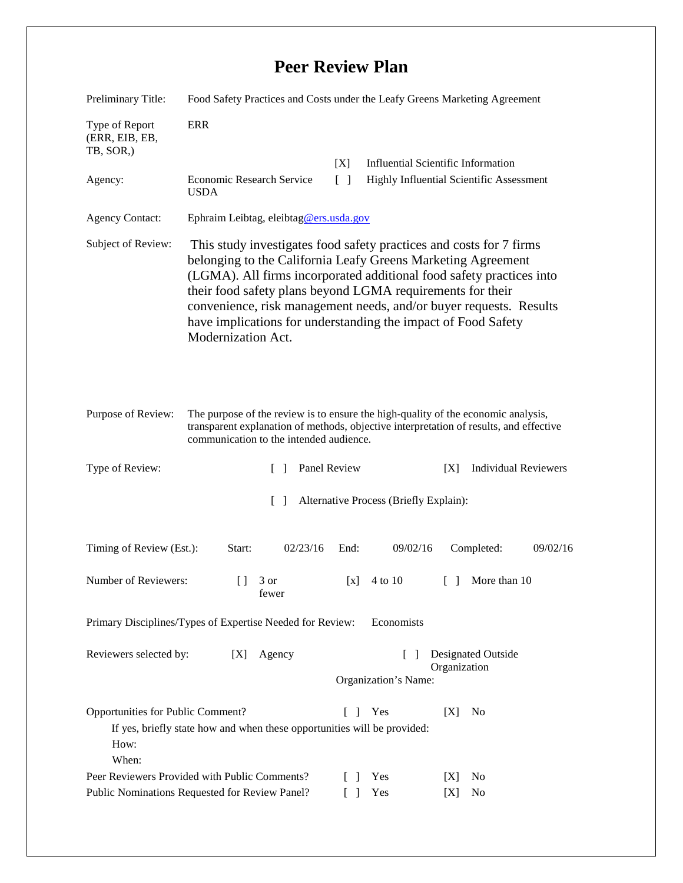# Peer Review Plan

Preliminary Title: Food Safety Practices and Costs under the Leafy Greens Marketing Agreement

Type of Report (ERR, EIB, EB, TB, SOR,): ERR

[X] Influential Scientific Information

[ ] Highly Influential Scientific Assessment

Agency: Economic Research Service USDA

Agency Contact: Ephraim Leibtag, eleibtag@ers.usda.gov

Subject of Review: This study investigates food safety practices and costs for 7 firms belonging to the California Leafy Greens Marketing Agreement (LGMA). All firms incorporated additional food safety practices into their food safety plans beyond LGMA requirements for their convenience, risk management needs, and/or buyer requests. Results have implications for understanding the impact of Food Safety Modernization Act.

Purpose of Review: The purpose of the review is to ensure the high-quality of the economic analysis, transparent explanation of methods, objective interpretation of results, and effective communication to the intended audience.

Type of Review: [ ] Panel Review [X] Individual Reviewers

[ ] Alternative Process (Briefly Explain):

Timing of Review (Est.): Start: 02/23/16 End: 09/02/16 Completed: 09/02/16

Number of Reviewers: [ ] 3 or fewer [x] 4 to 10 [ ] More than 10

Primary Disciplines/Types of Expertise Needed for Review: Economists

Reviewers selected by: [X] Agency [ ] Designated Outside Organization

Organization's Name:

Opportunities for Public Comment? [ ] Yes [X] No

If yes, briefly state how and when these opportunities will be provided:

How:

When:

Peer Reviewers Provided with Public Comments? [ ] Yes [X] No

Public Nominations Requested for Review Panel? [ ] Yes [X] No